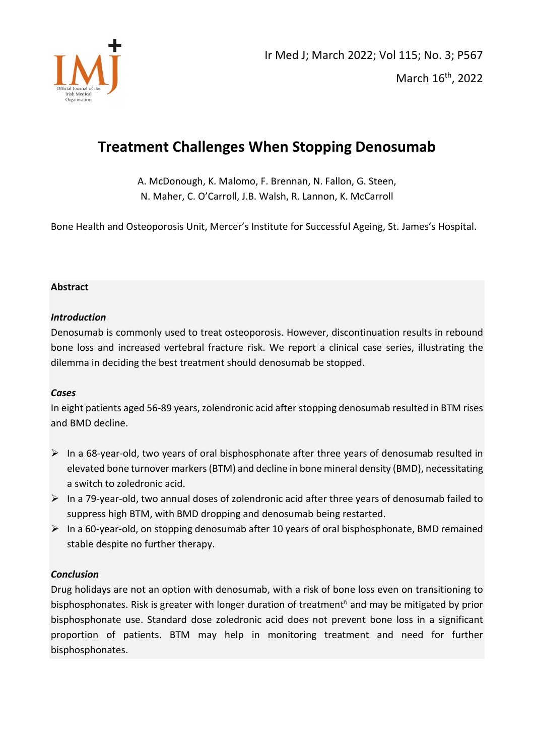# Treatment Challenges When Stopping Denosumab

A. McDonough, K. Malomo, F. Brennan, N. Fallon, G. Steen, N. Maher, C. O'Carroll, J.B. Walsh, R. Lannon, K. McCarroll

Bone Health and Osteoporosis Unit, Mercer's Institute for Successful Ageing, St. James's Hospital.

**Abstract**

***Introduction***

Denosumab is commonly used to treat osteoporosis. However, discontinuation results in rebound bone loss and increased vertebral fracture risk. We report a clinical case series, illustrating the dilemma in deciding the best treatment should denosumab be stopped.

***Cases***

In eight patients aged 56-89 years, zolendronic acid after stopping denosumab resulted in BTM rises and BMD decline.

- In a 68-year-old, two years of oral bisphosphonate after three years of denosumab resulted in elevated bone turnover markers (BTM) and decline in bone mineral density (BMD), necessitating a switch to zoledronic acid.
- In a 79-year-old, two annual doses of zolendronic acid after three years of denosumab failed to suppress high BTM, with BMD dropping and denosumab being restarted.
- In a 60-year-old, on stopping denosumab after 10 years of oral bisphosphonate, BMD remained stable despite no further therapy.

***Conclusion***

Drug holidays are not an option with denosumab, with a risk of bone loss even on transitioning to bisphosphonates. Risk is greater with longer duration of treatment[6] and may be mitigated by prior bisphosphonate use. Standard dose zoledronic acid does not prevent bone loss in a significant proportion of patients. BTM may help in monitoring treatment and need for further bisphosphonates.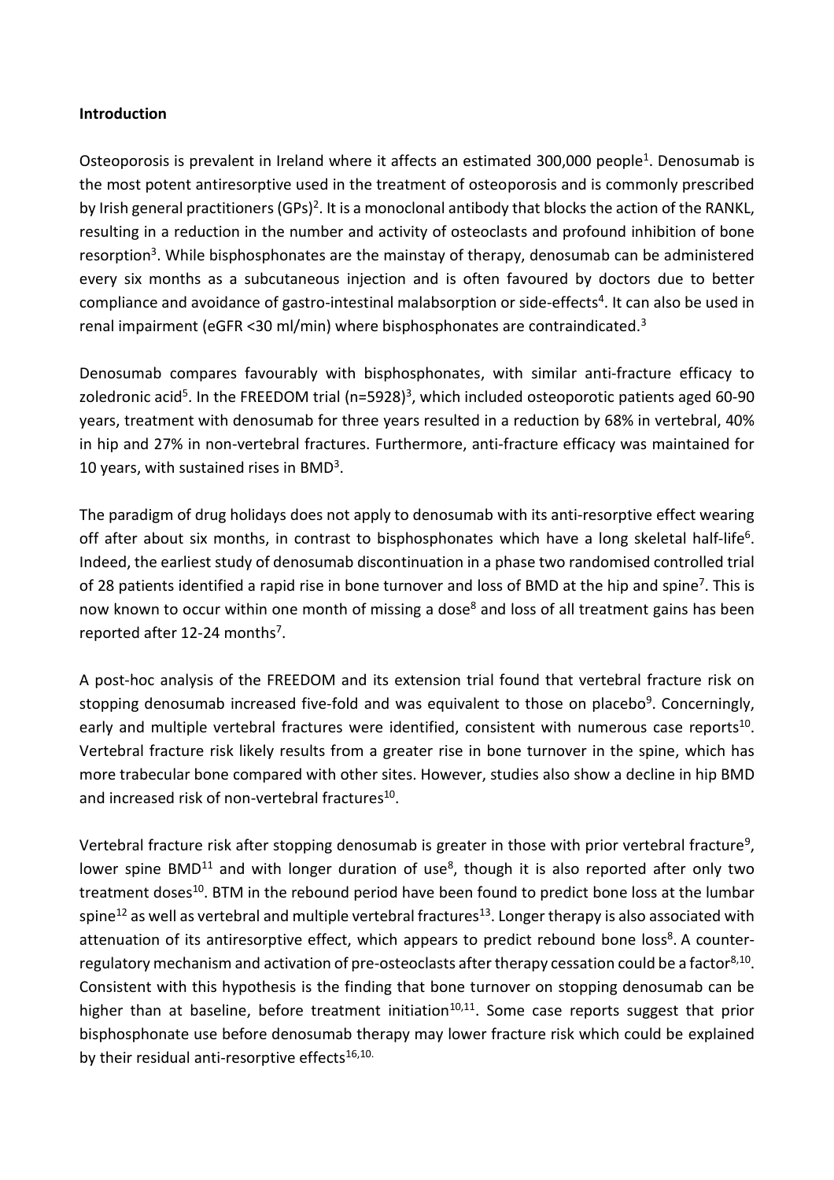**Introduction**

Osteoporosis is prevalent in Ireland where it affects an estimated 300,000 people[1]. Denosumab is the most potent antiresorptive used in the treatment of osteoporosis and is commonly prescribed by Irish general practitioners (GPs)[2]. It is a monoclonal antibody that blocks the action of the RANKL, resulting in a reduction in the number and activity of osteoclasts and profound inhibition of bone resorption[3]. While bisphosphonates are the mainstay of therapy, denosumab can be administered every six months as a subcutaneous injection and is often favoured by doctors due to better compliance and avoidance of gastro-intestinal malabsorption or side-effects[4]. It can also be used in renal impairment (eGFR <30 ml/min) where bisphosphonates are contraindicated.[3]

Denosumab compares favourably with bisphosphonates, with similar anti-fracture efficacy to zoledronic acid[5]. In the FREEDOM trial (n=5928)[3], which included osteoporotic patients aged 60-90 years, treatment with denosumab for three years resulted in a reduction by 68% in vertebral, 40% in hip and 27% in non-vertebral fractures. Furthermore, anti-fracture efficacy was maintained for 10 years, with sustained rises in BMD[3].

The paradigm of drug holidays does not apply to denosumab with its anti-resorptive effect wearing off after about six months, in contrast to bisphosphonates which have a long skeletal half-life[6]. Indeed, the earliest study of denosumab discontinuation in a phase two randomised controlled trial of 28 patients identified a rapid rise in bone turnover and loss of BMD at the hip and spine[7]. This is now known to occur within one month of missing a dose[8] and loss of all treatment gains has been reported after 12-24 months[7].

A post-hoc analysis of the FREEDOM and its extension trial found that vertebral fracture risk on stopping denosumab increased five-fold and was equivalent to those on placebo[9]. Concerningly, early and multiple vertebral fractures were identified, consistent with numerous case reports[10]. Vertebral fracture risk likely results from a greater rise in bone turnover in the spine, which has more trabecular bone compared with other sites. However, studies also show a decline in hip BMD and increased risk of non-vertebral fractures[10].

Vertebral fracture risk after stopping denosumab is greater in those with prior vertebral fracture[9], lower spine BMD[11] and with longer duration of use[8], though it is also reported after only two treatment doses[10]. BTM in the rebound period have been found to predict bone loss at the lumbar spine[12] as well as vertebral and multiple vertebral fractures[13]. Longer therapy is also associated with attenuation of its antiresorptive effect, which appears to predict rebound bone loss[8]. A counter-regulatory mechanism and activation of pre-osteoclasts after therapy cessation could be a factor[8,10]. Consistent with this hypothesis is the finding that bone turnover on stopping denosumab can be higher than at baseline, before treatment initiation[10,11]. Some case reports suggest that prior bisphosphonate use before denosumab therapy may lower fracture risk which could be explained by their residual anti-resorptive effects[16,10].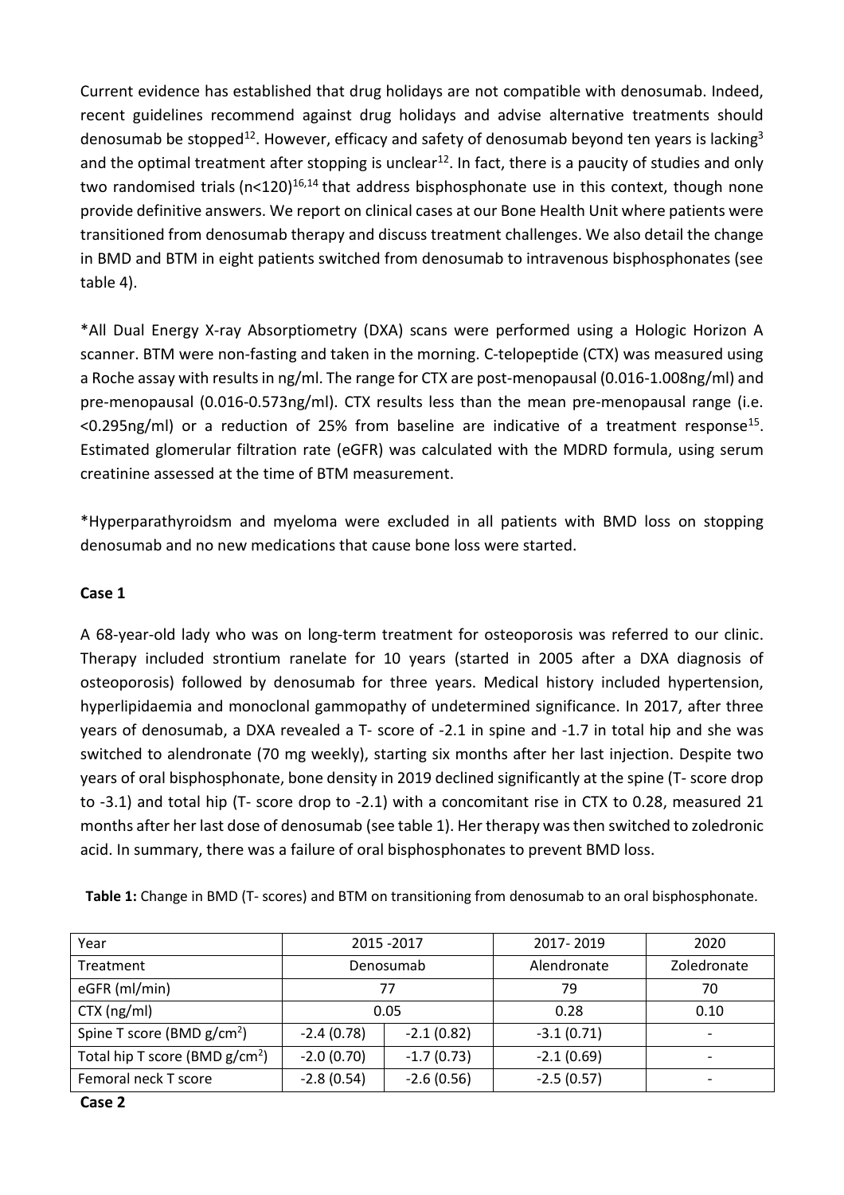Current evidence has established that drug holidays are not compatible with denosumab. Indeed, recent guidelines recommend against drug holidays and advise alternative treatments should denosumab be stopped[12]. However, efficacy and safety of denosumab beyond ten years is lacking[3] and the optimal treatment after stopping is unclear[12]. In fact, there is a paucity of studies and only two randomised trials (n<120)[16,14] that address bisphosphonate use in this context, though none provide definitive answers. We report on clinical cases at our Bone Health Unit where patients were transitioned from denosumab therapy and discuss treatment challenges. We also detail the change in BMD and BTM in eight patients switched from denosumab to intravenous bisphosphonates (see table 4).

*All Dual Energy X-ray Absorptiometry (DXA) scans were performed using a Hologic Horizon A scanner. BTM were non-fasting and taken in the morning. C-telopeptide (CTX) was measured using a Roche assay with results in ng/ml. The range for CTX are post-menopausal (0.016-1.008ng/ml) and pre-menopausal (0.016-0.573ng/ml). CTX results less than the mean pre-menopausal range (i.e. <0.295ng/ml) or a reduction of 25% from baseline are indicative of a treatment response[15]. Estimated glomerular filtration rate (eGFR) was calculated with the MDRD formula, using serum creatinine assessed at the time of BTM measurement.

*Hyperparathyroidsm and myeloma were excluded in all patients with BMD loss on stopping denosumab and no new medications that cause bone loss were started.

**Case 1**

A 68-year-old lady who was on long-term treatment for osteoporosis was referred to our clinic. Therapy included strontium ranelate for 10 years (started in 2005 after a DXA diagnosis of osteoporosis) followed by denosumab for three years. Medical history included hypertension, hyperlipidaemia and monoclonal gammopathy of undetermined significance. In 2017, after three years of denosumab, a DXA revealed a T- score of -2.1 in spine and -1.7 in total hip and she was switched to alendronate (70 mg weekly), starting six months after her last injection. Despite two years of oral bisphosphonate, bone density in 2019 declined significantly at the spine (T- score drop to -3.1) and total hip (T- score drop to -2.1) with a concomitant rise in CTX to 0.28, measured 21 months after her last dose of denosumab (see table 1). Her therapy was then switched to zoledronic acid. In summary, there was a failure of oral bisphosphonates to prevent BMD loss.

**Table 1:** Change in BMD (T- scores) and BTM on transitioning from denosumab to an oral bisphosphonate.

| Year | 2015 -2017 | | 2017- 2019 | 2020 |
|---|---|---|---|---|
| Treatment | Denosumab | | Alendronate | Zoledronate |
| eGFR (ml/min) | 77 | | 79 | 70 |
| CTX (ng/ml) | 0.05 | | 0.28 | 0.10 |
| Spine T score (BMD $g/cm^2$) | -2.4 (0.78) | -2.1 (0.82) | -3.1 (0.71) | - |
| Total hip T score (BMD $g/cm^2$) | -2.0 (0.70) | -1.7 (0.73) | -2.1 (0.69) | - |
| Femoral neck T score | -2.8 (0.54) | -2.6 (0.56) | -2.5 (0.57) | - |

**Case 2**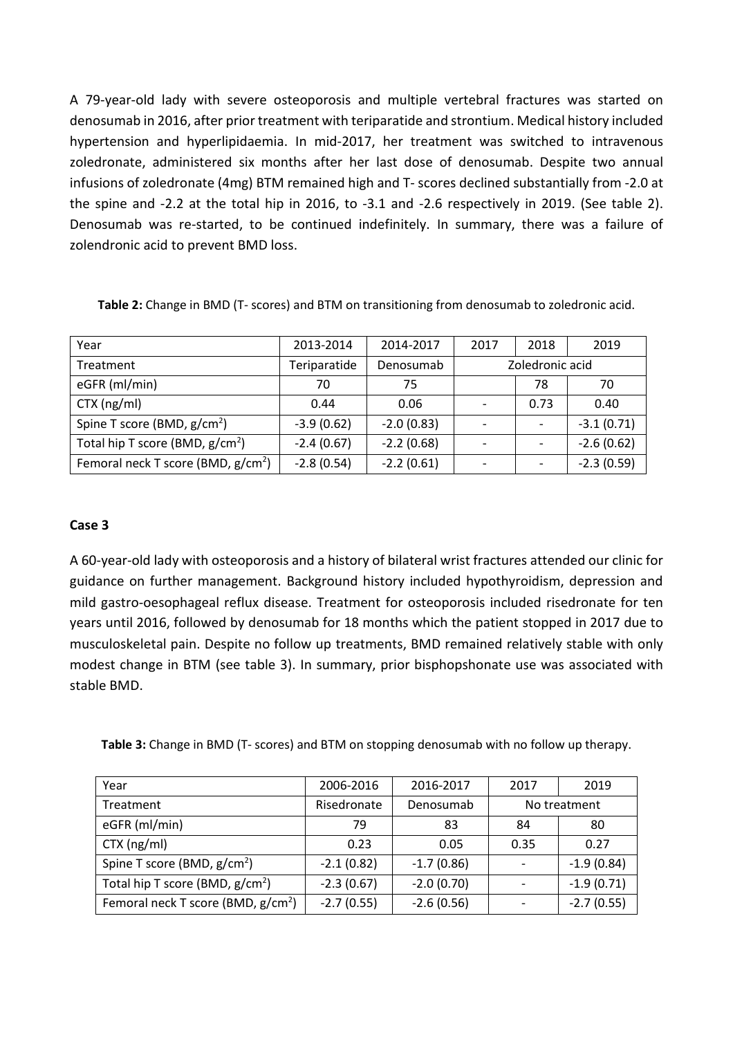A 79-year-old lady with severe osteoporosis and multiple vertebral fractures was started on denosumab in 2016, after prior treatment with teriparatide and strontium. Medical history included hypertension and hyperlipidaemia. In mid-2017, her treatment was switched to intravenous zoledronate, administered six months after her last dose of denosumab. Despite two annual infusions of zoledronate (4mg) BTM remained high and T- scores declined substantially from -2.0 at the spine and -2.2 at the total hip in 2016, to -3.1 and -2.6 respectively in 2019. (See table 2). Denosumab was re-started, to be continued indefinitely. In summary, there was a failure of zolendronic acid to prevent BMD loss.

**Table 2:** Change in BMD (T- scores) and BTM on transitioning from denosumab to zoledronic acid.

| Year | 2013-2014 | 2014-2017 | 2017 | 2018 | 2019 |
|---|---|---|---|---|---|
| Treatment | Teriparatide | Denosumab | Zoledronic acid | | |
| eGFR (ml/min) | 70 | 75 | | 78 | 70 |
| CTX (ng/ml) | 0.44 | 0.06 | - | 0.73 | 0.40 |
| Spine T score (BMD, g/cm$^2$) | -3.9 (0.62) | -2.0 (0.83) | - | - | -3.1 (0.71) |
| Total hip T score (BMD, g/cm$^2$) | -2.4 (0.67) | -2.2 (0.68) | - | - | -2.6 (0.62) |
| Femoral neck T score (BMD, g/cm$^2$) | -2.8 (0.54) | -2.2 (0.61) | - | - | -2.3 (0.59) |

**Case 3**

A 60-year-old lady with osteoporosis and a history of bilateral wrist fractures attended our clinic for guidance on further management. Background history included hypothyroidism, depression and mild gastro-oesophageal reflux disease. Treatment for osteoporosis included risedronate for ten years until 2016, followed by denosumab for 18 months which the patient stopped in 2017 due to musculoskeletal pain. Despite no follow up treatments, BMD remained relatively stable with only modest change in BTM (see table 3). In summary, prior bisphopshonate use was associated with stable BMD.

**Table 3:** Change in BMD (T- scores) and BTM on stopping denosumab with no follow up therapy.

| Year | 2006-2016 | 2016-2017 | 2017 | 2019 |
|---|---|---|---|---|
| Treatment | Risedronate | Denosumab | No treatment | |
| eGFR (ml/min) | 79 | 83 | 84 | 80 |
| CTX (ng/ml) | 0.23 | 0.05 | 0.35 | 0.27 |
| Spine T score (BMD, g/cm$^2$) | -2.1 (0.82) | -1.7 (0.86) | - | -1.9 (0.84) |
| Total hip T score (BMD, g/cm$^2$) | -2.3 (0.67) | -2.0 (0.70) | - | -1.9 (0.71) |
| Femoral neck T score (BMD, g/cm$^2$) | -2.7 (0.55) | -2.6 (0.56) | - | -2.7 (0.55) |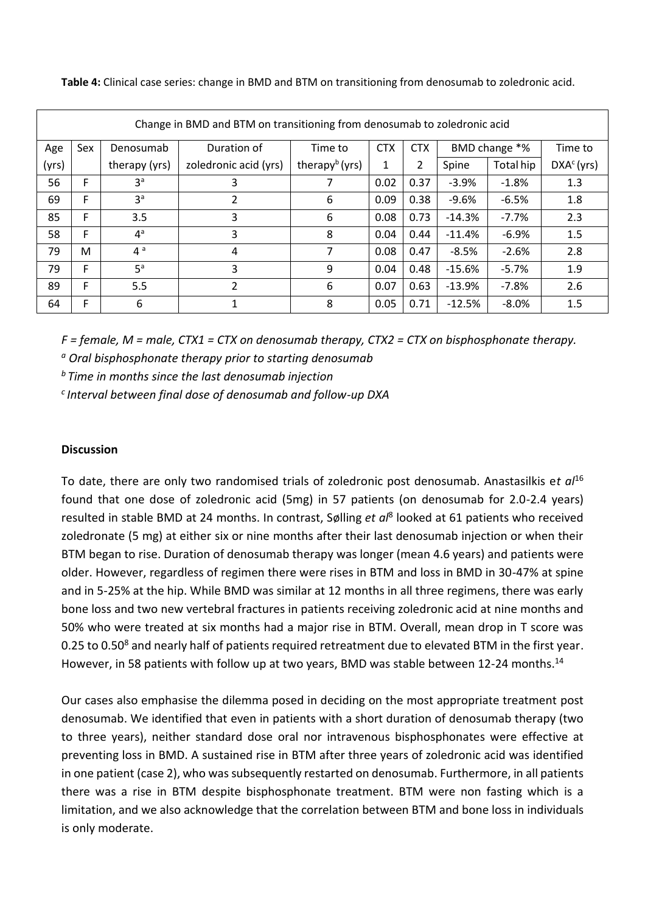**Table 4:** Clinical case series: change in BMD and BTM on transitioning from denosumab to zoledronic acid.

| Change in BMD and BTM on transitioning from denosumab to zoledronic acid | | | | | | | | | |
|---|---|---|---|---|---|---|---|---|---|
| Age (yrs) | Sex | Denosumab therapy (yrs) | Duration of zoledronic acid (yrs) | Time to therapy[b] (yrs) | CTX 1 | CTX 2 | BMD change *% | | Time to DXA[c] (yrs) |
| | | | | | | | Spine | Total hip | |
| 56 | F | 3[a] | 3 | 7 | 0.02 | 0.37 | -3.9% | -1.8% | 1.3 |
| 69 | F | 3[a] | 2 | 6 | 0.09 | 0.38 | -9.6% | -6.5% | 1.8 |
| 85 | F | 3.5 | 3 | 6 | 0.08 | 0.73 | -14.3% | -7.7% | 2.3 |
| 58 | F | 4[a] | 3 | 8 | 0.04 | 0.44 | -11.4% | -6.9% | 1.5 |
| 79 | M | 4[a] | 4 | 7 | 0.08 | 0.47 | -8.5% | -2.6% | 2.8 |
| 79 | F | 5[a] | 3 | 9 | 0.04 | 0.48 | -15.6% | -5.7% | 1.9 |
| 89 | F | 5.5 | 2 | 6 | 0.07 | 0.63 | -13.9% | -7.8% | 2.6 |
| 64 | F | 6 | 1 | 8 | 0.05 | 0.71 | -12.5% | -8.0% | 1.5 |

*F = female, M = male, CTX1 = CTX on denosumab therapy, CTX2 = CTX on bisphosphonate therapy.*

[a] *Oral bisphosphonate therapy prior to starting denosumab*

[b] *Time in months since the last denosumab injection*

[c] *Interval between final dose of denosumab and follow-up DXA*

**Discussion**

To date, there are only two randomised trials of zoledronic post denosumab. Anastasilkis e*t al*[16] found that one dose of zoledronic acid (5mg) in 57 patients (on denosumab for 2.0-2.4 years) resulted in stable BMD at 24 months. In contrast, Sølling *et al*[8] looked at 61 patients who received zoledronate (5 mg) at either six or nine months after their last denosumab injection or when their BTM began to rise. Duration of denosumab therapy was longer (mean 4.6 years) and patients were older. However, regardless of regimen there were rises in BTM and loss in BMD in 30-47% at spine and in 5-25% at the hip. While BMD was similar at 12 months in all three regimens, there was early bone loss and two new vertebral fractures in patients receiving zoledronic acid at nine months and 50% who were treated at six months had a major rise in BTM. Overall, mean drop in T score was 0.25 to 0.50[8] and nearly half of patients required retreatment due to elevated BTM in the first year. However, in 58 patients with follow up at two years, BMD was stable between 12-24 months.[14]

Our cases also emphasise the dilemma posed in deciding on the most appropriate treatment post denosumab. We identified that even in patients with a short duration of denosumab therapy (two to three years), neither standard dose oral nor intravenous bisphosphonates were effective at preventing loss in BMD. A sustained rise in BTM after three years of zoledronic acid was identified in one patient (case 2), who was subsequently restarted on denosumab. Furthermore, in all patients there was a rise in BTM despite bisphosphonate treatment. BTM were non fasting which is a limitation, and we also acknowledge that the correlation between BTM and bone loss in individuals is only moderate.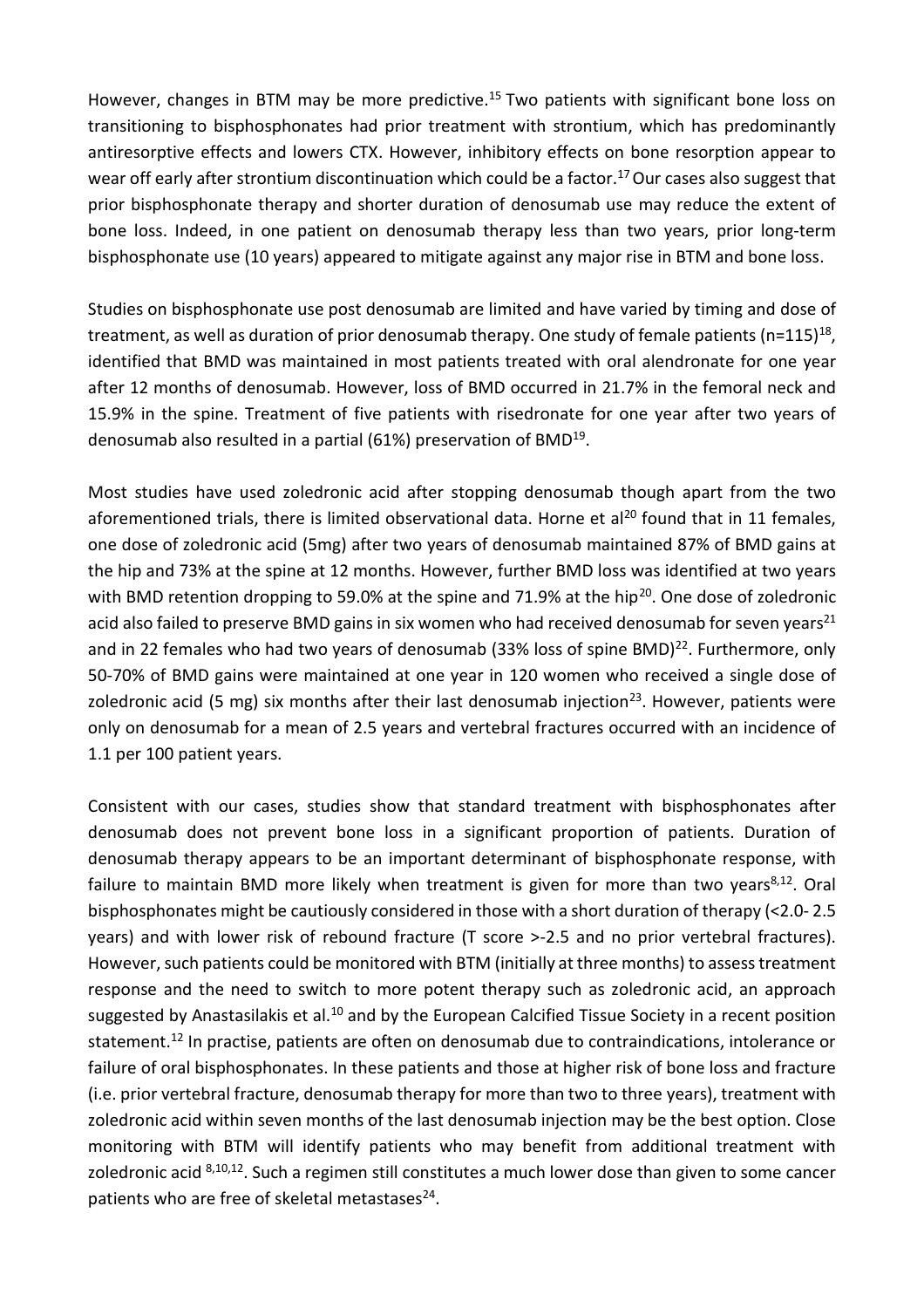However, changes in BTM may be more predictive.[15] Two patients with significant bone loss on transitioning to bisphosphonates had prior treatment with strontium, which has predominantly antiresorptive effects and lowers CTX. However, inhibitory effects on bone resorption appear to wear off early after strontium discontinuation which could be a factor.[17] Our cases also suggest that prior bisphosphonate therapy and shorter duration of denosumab use may reduce the extent of bone loss. Indeed, in one patient on denosumab therapy less than two years, prior long-term bisphosphonate use (10 years) appeared to mitigate against any major rise in BTM and bone loss.

Studies on bisphosphonate use post denosumab are limited and have varied by timing and dose of treatment, as well as duration of prior denosumab therapy. One study of female patients (n=115)[18], identified that BMD was maintained in most patients treated with oral alendronate for one year after 12 months of denosumab. However, loss of BMD occurred in 21.7% in the femoral neck and 15.9% in the spine. Treatment of five patients with risedronate for one year after two years of denosumab also resulted in a partial (61%) preservation of BMD[19].

Most studies have used zoledronic acid after stopping denosumab though apart from the two aforementioned trials, there is limited observational data. Horne et al[20] found that in 11 females, one dose of zoledronic acid (5mg) after two years of denosumab maintained 87% of BMD gains at the hip and 73% at the spine at 12 months. However, further BMD loss was identified at two years with BMD retention dropping to 59.0% at the spine and 71.9% at the hip[20]. One dose of zoledronic acid also failed to preserve BMD gains in six women who had received denosumab for seven years[21] and in 22 females who had two years of denosumab (33% loss of spine BMD)[22]. Furthermore, only 50-70% of BMD gains were maintained at one year in 120 women who received a single dose of zoledronic acid (5 mg) six months after their last denosumab injection[23]. However, patients were only on denosumab for a mean of 2.5 years and vertebral fractures occurred with an incidence of 1.1 per 100 patient years.

Consistent with our cases, studies show that standard treatment with bisphosphonates after denosumab does not prevent bone loss in a significant proportion of patients. Duration of denosumab therapy appears to be an important determinant of bisphosphonate response, with failure to maintain BMD more likely when treatment is given for more than two years[8,12]. Oral bisphosphonates might be cautiously considered in those with a short duration of therapy (<2.0- 2.5 years) and with lower risk of rebound fracture (T score >-2.5 and no prior vertebral fractures). However, such patients could be monitored with BTM (initially at three months) to assess treatment response and the need to switch to more potent therapy such as zoledronic acid, an approach suggested by Anastasilakis et al.[10] and by the European Calcified Tissue Society in a recent position statement.[12] In practise, patients are often on denosumab due to contraindications, intolerance or failure of oral bisphosphonates. In these patients and those at higher risk of bone loss and fracture (i.e. prior vertebral fracture, denosumab therapy for more than two to three years), treatment with zoledronic acid within seven months of the last denosumab injection may be the best option. Close monitoring with BTM will identify patients who may benefit from additional treatment with zoledronic acid [8,10,12]. Such a regimen still constitutes a much lower dose than given to some cancer patients who are free of skeletal metastases[24].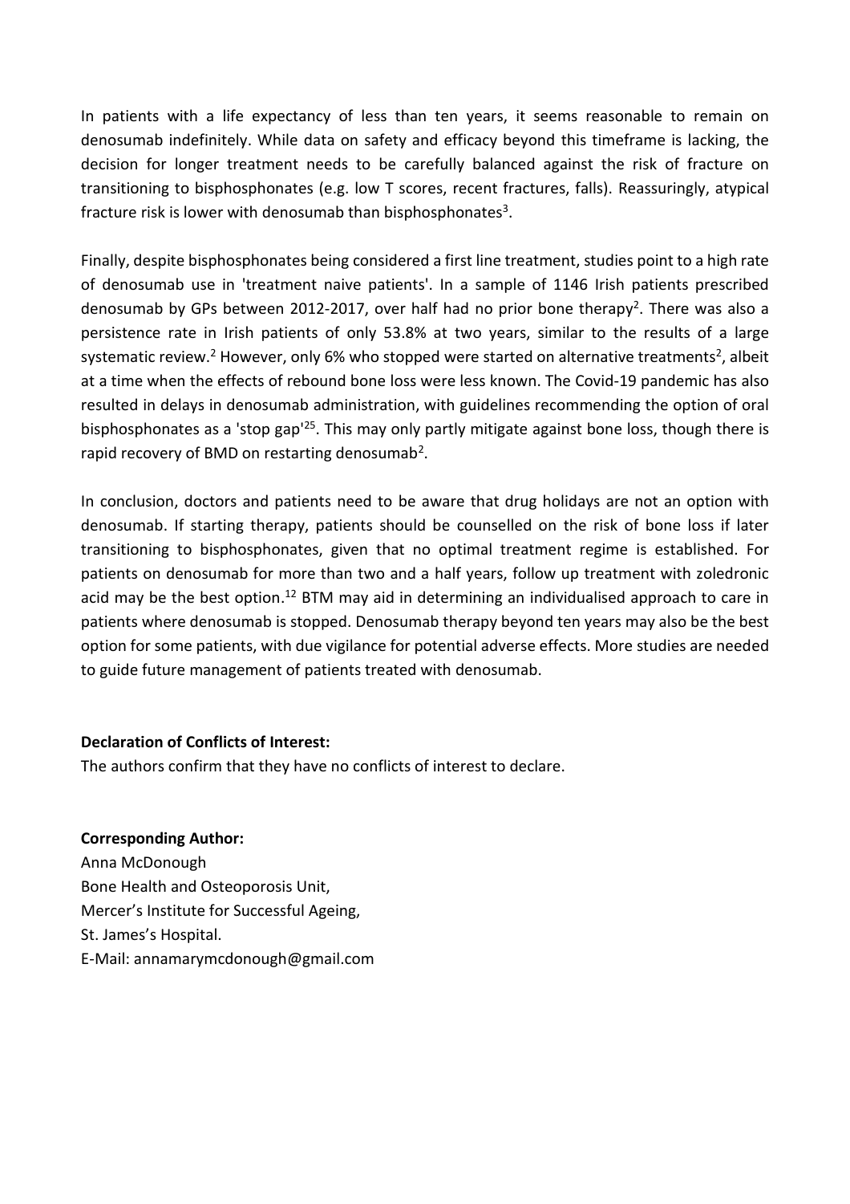In patients with a life expectancy of less than ten years, it seems reasonable to remain on denosumab indefinitely. While data on safety and efficacy beyond this timeframe is lacking, the decision for longer treatment needs to be carefully balanced against the risk of fracture on transitioning to bisphosphonates (e.g. low T scores, recent fractures, falls). Reassuringly, atypical fracture risk is lower with denosumab than bisphosphonates[3].

Finally, despite bisphosphonates being considered a first line treatment, studies point to a high rate of denosumab use in 'treatment naive patients'. In a sample of 1146 Irish patients prescribed denosumab by GPs between 2012-2017, over half had no prior bone therapy[2]. There was also a persistence rate in Irish patients of only 53.8% at two years, similar to the results of a large systematic review.[2] However, only 6% who stopped were started on alternative treatments[2], albeit at a time when the effects of rebound bone loss were less known. The Covid-19 pandemic has also resulted in delays in denosumab administration, with guidelines recommending the option of oral bisphosphonates as a 'stop gap'[25]. This may only partly mitigate against bone loss, though there is rapid recovery of BMD on restarting denosumab[2].

In conclusion, doctors and patients need to be aware that drug holidays are not an option with denosumab. If starting therapy, patients should be counselled on the risk of bone loss if later transitioning to bisphosphonates, given that no optimal treatment regime is established. For patients on denosumab for more than two and a half years, follow up treatment with zoledronic acid may be the best option.[12] BTM may aid in determining an individualised approach to care in patients where denosumab is stopped. Denosumab therapy beyond ten years may also be the best option for some patients, with due vigilance for potential adverse effects. More studies are needed to guide future management of patients treated with denosumab.

**Declaration of Conflicts of Interest:**

The authors confirm that they have no conflicts of interest to declare.

**Corresponding Author:**

Anna McDonough
Bone Health and Osteoporosis Unit,
Mercer's Institute for Successful Ageing,
St. James's Hospital.
E-Mail: annamarymcdonough@gmail.com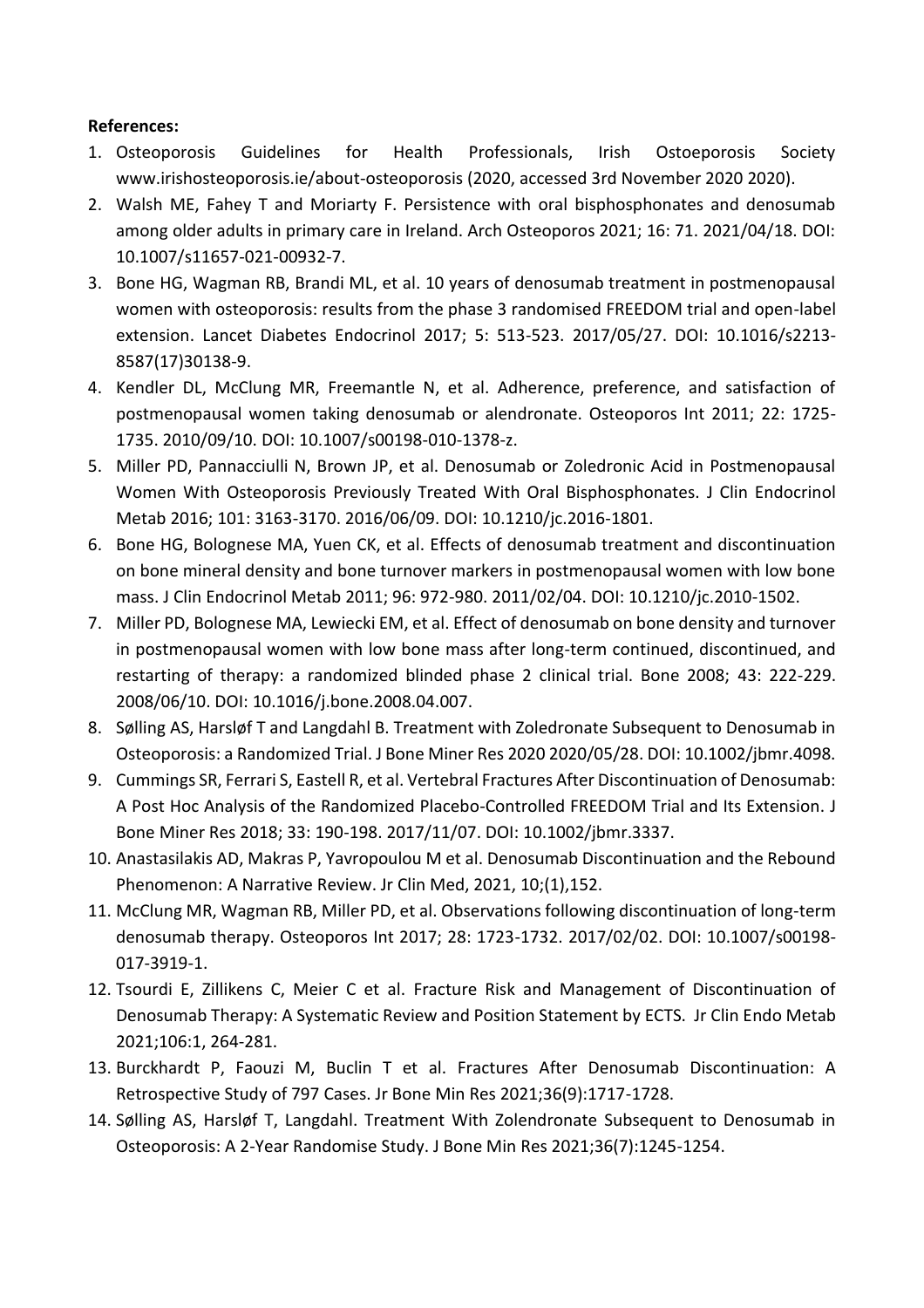**References:**

1. Osteoporosis Guidelines for Health Professionals, Irish Ostoeporosis Society www.irishosteoporosis.ie/about-osteoporosis (2020, accessed 3rd November 2020 2020).
2. Walsh ME, Fahey T and Moriarty F. Persistence with oral bisphosphonates and denosumab among older adults in primary care in Ireland. Arch Osteoporos 2021; 16: 71. 2021/04/18. DOI: 10.1007/s11657-021-00932-7.
3. Bone HG, Wagman RB, Brandi ML, et al. 10 years of denosumab treatment in postmenopausal women with osteoporosis: results from the phase 3 randomised FREEDOM trial and open-label extension. Lancet Diabetes Endocrinol 2017; 5: 513-523. 2017/05/27. DOI: 10.1016/s2213-8587(17)30138-9.
4. Kendler DL, McClung MR, Freemantle N, et al. Adherence, preference, and satisfaction of postmenopausal women taking denosumab or alendronate. Osteoporos Int 2011; 22: 1725-1735. 2010/09/10. DOI: 10.1007/s00198-010-1378-z.
5. Miller PD, Pannacciulli N, Brown JP, et al. Denosumab or Zoledronic Acid in Postmenopausal Women With Osteoporosis Previously Treated With Oral Bisphosphonates. J Clin Endocrinol Metab 2016; 101: 3163-3170. 2016/06/09. DOI: 10.1210/jc.2016-1801.
6. Bone HG, Bolognese MA, Yuen CK, et al. Effects of denosumab treatment and discontinuation on bone mineral density and bone turnover markers in postmenopausal women with low bone mass. J Clin Endocrinol Metab 2011; 96: 972-980. 2011/02/04. DOI: 10.1210/jc.2010-1502.
7. Miller PD, Bolognese MA, Lewiecki EM, et al. Effect of denosumab on bone density and turnover in postmenopausal women with low bone mass after long-term continued, discontinued, and restarting of therapy: a randomized blinded phase 2 clinical trial. Bone 2008; 43: 222-229. 2008/06/10. DOI: 10.1016/j.bone.2008.04.007.
8. Sølling AS, Harsløf T and Langdahl B. Treatment with Zoledronate Subsequent to Denosumab in Osteoporosis: a Randomized Trial. J Bone Miner Res 2020 2020/05/28. DOI: 10.1002/jbmr.4098.
9. Cummings SR, Ferrari S, Eastell R, et al. Vertebral Fractures After Discontinuation of Denosumab: A Post Hoc Analysis of the Randomized Placebo-Controlled FREEDOM Trial and Its Extension. J Bone Miner Res 2018; 33: 190-198. 2017/11/07. DOI: 10.1002/jbmr.3337.
10. Anastasilakis AD, Makras P, Yavropoulou M et al. Denosumab Discontinuation and the Rebound Phenomenon: A Narrative Review. Jr Clin Med, 2021, 10;(1),152.
11. McClung MR, Wagman RB, Miller PD, et al. Observations following discontinuation of long-term denosumab therapy. Osteoporos Int 2017; 28: 1723-1732. 2017/02/02. DOI: 10.1007/s00198-017-3919-1.
12. Tsourdi E, Zillikens C, Meier C et al. Fracture Risk and Management of Discontinuation of Denosumab Therapy: A Systematic Review and Position Statement by ECTS. Jr Clin Endo Metab 2021;106:1, 264-281.
13. Burckhardt P, Faouzi M, Buclin T et al. Fractures After Denosumab Discontinuation: A Retrospective Study of 797 Cases. Jr Bone Min Res 2021;36(9):1717-1728.
14. Sølling AS, Harsløf T, Langdahl. Treatment With Zolendronate Subsequent to Denosumab in Osteoporosis: A 2-Year Randomise Study. J Bone Min Res 2021;36(7):1245-1254.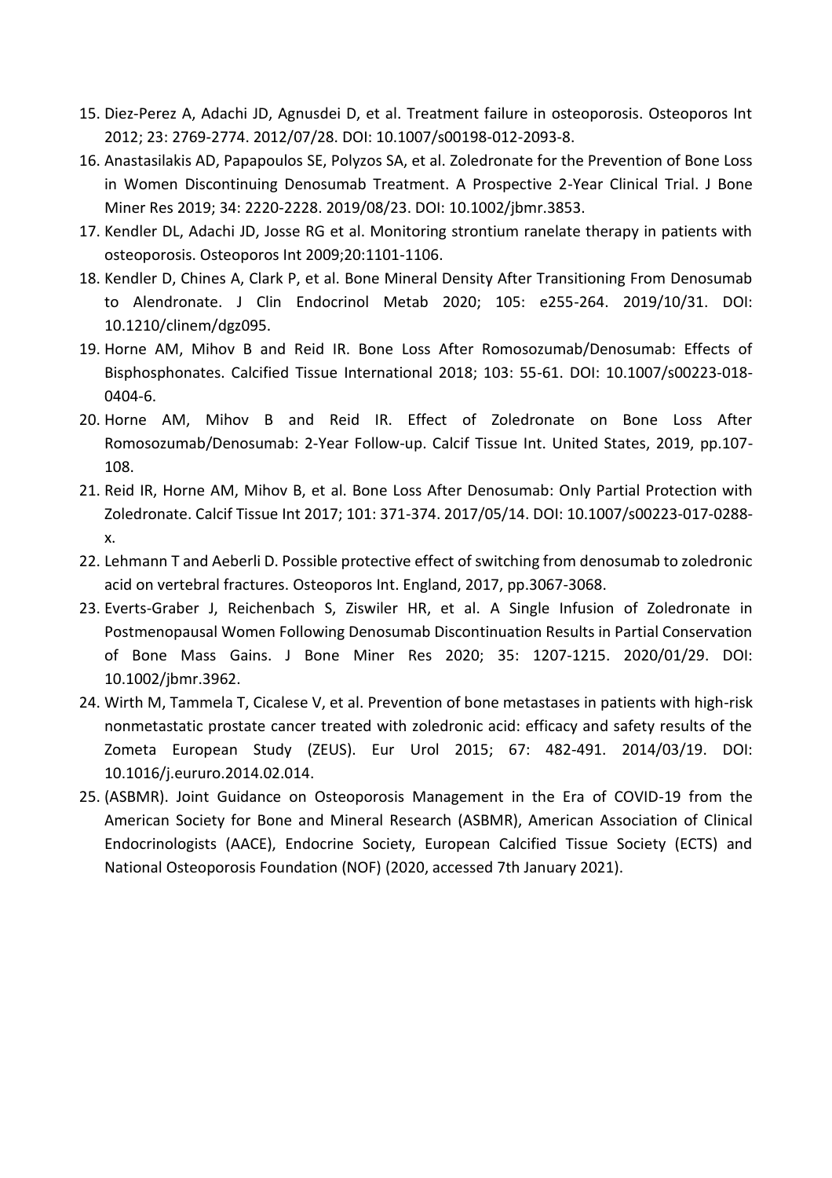15. Diez-Perez A, Adachi JD, Agnusdei D, et al. Treatment failure in osteoporosis. Osteoporos Int 2012; 23: 2769-2774. 2012/07/28. DOI: 10.1007/s00198-012-2093-8.
16. Anastasilakis AD, Papapoulos SE, Polyzos SA, et al. Zoledronate for the Prevention of Bone Loss in Women Discontinuing Denosumab Treatment. A Prospective 2-Year Clinical Trial. J Bone Miner Res 2019; 34: 2220-2228. 2019/08/23. DOI: 10.1002/jbmr.3853.
17. Kendler DL, Adachi JD, Josse RG et al. Monitoring strontium ranelate therapy in patients with osteoporosis. Osteoporos Int 2009;20:1101-1106.
18. Kendler D, Chines A, Clark P, et al. Bone Mineral Density After Transitioning From Denosumab to Alendronate. J Clin Endocrinol Metab 2020; 105: e255-264. 2019/10/31. DOI: 10.1210/clinem/dgz095.
19. Horne AM, Mihov B and Reid IR. Bone Loss After Romosozumab/Denosumab: Effects of Bisphosphonates. Calcified Tissue International 2018; 103: 55-61. DOI: 10.1007/s00223-018-0404-6.
20. Horne AM, Mihov B and Reid IR. Effect of Zoledronate on Bone Loss After Romosozumab/Denosumab: 2-Year Follow-up. Calcif Tissue Int. United States, 2019, pp.107-108.
21. Reid IR, Horne AM, Mihov B, et al. Bone Loss After Denosumab: Only Partial Protection with Zoledronate. Calcif Tissue Int 2017; 101: 371-374. 2017/05/14. DOI: 10.1007/s00223-017-0288-x.
22. Lehmann T and Aeberli D. Possible protective effect of switching from denosumab to zoledronic acid on vertebral fractures. Osteoporos Int. England, 2017, pp.3067-3068.
23. Everts-Graber J, Reichenbach S, Ziswiler HR, et al. A Single Infusion of Zoledronate in Postmenopausal Women Following Denosumab Discontinuation Results in Partial Conservation of Bone Mass Gains. J Bone Miner Res 2020; 35: 1207-1215. 2020/01/29. DOI: 10.1002/jbmr.3962.
24. Wirth M, Tammela T, Cicalese V, et al. Prevention of bone metastases in patients with high-risk nonmetastatic prostate cancer treated with zoledronic acid: efficacy and safety results of the Zometa European Study (ZEUS). Eur Urol 2015; 67: 482-491. 2014/03/19. DOI: 10.1016/j.eururo.2014.02.014.
25. (ASBMR). Joint Guidance on Osteoporosis Management in the Era of COVID-19 from the American Society for Bone and Mineral Research (ASBMR), American Association of Clinical Endocrinologists (AACE), Endocrine Society, European Calcified Tissue Society (ECTS) and National Osteoporosis Foundation (NOF) (2020, accessed 7th January 2021).